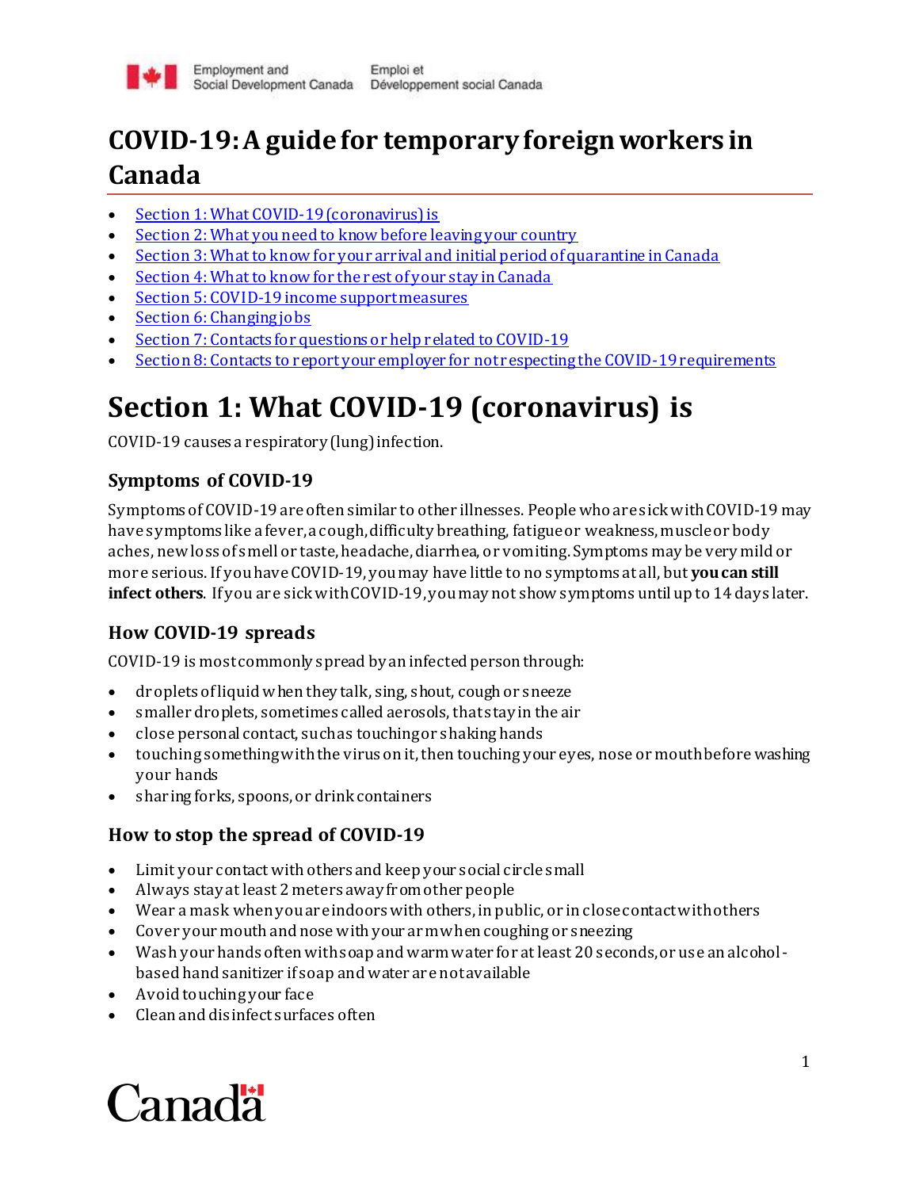Employment and Social Development Canada Emploi et Développement social Canada

# COVID-19: A guide for temporary foreign workers in Canada

- Section 1: What COVID-19 (coronavirus) is
- Section 2: What you need to know before leaving your country
- Section 3: What to know for your arrival and initial period of quarantine in Canada
- Section 4: What to know for the rest of your stay in Canada
- Section 5: COVID-19 income support measures
- Section 6: Changing jobs
- Section 7: Contacts for questions or help related to COVID-19
- Section 8: Contacts to report your employer for not respecting the COVID-19 requirements

# Section 1: What COVID-19 (coronavirus) is

COVID-19 causes a respiratory (lung) infection.

### Symptoms of COVID-19

Symptoms of COVID-19 are often similar to other illnesses. People who are sick with COVID-19 may have symptoms like a fever, a cough, difficulty breathing, fatigue or weakness, muscle or body aches, new loss of smell or taste, headache, diarrhea, or vomiting. Symptoms may be very mild or more serious. If you have COVID-19, you may have little to no symptoms at all, but **you can still infect others**. If you are sick with COVID-19, you may not show symptoms until up to 14 days later.

### How COVID-19 spreads

COVID-19 is most commonly spread by an infected person through:

- droplets of liquid when they talk, sing, shout, cough or sneeze
- smaller droplets, sometimes called aerosols, that stay in the air
- close personal contact, such as touching or shaking hands
- touching something with the virus on it, then touching your eyes, nose or mouth before washing your hands
- sharing forks, spoons, or drink containers

### How to stop the spread of COVID-19

- Limit your contact with others and keep your social circle small
- Always stay at least 2 meters away from other people
- Wear a mask when you are indoors with others, in public, or in close contact with others
- Cover your mouth and nose with your arm when coughing or sneezing
- Wash your hands often with soap and warm water for at least 20 seconds, or use an alcohol-based hand sanitizer if soap and water are not available
- Avoid touching your face
- Clean and disinfect surfaces often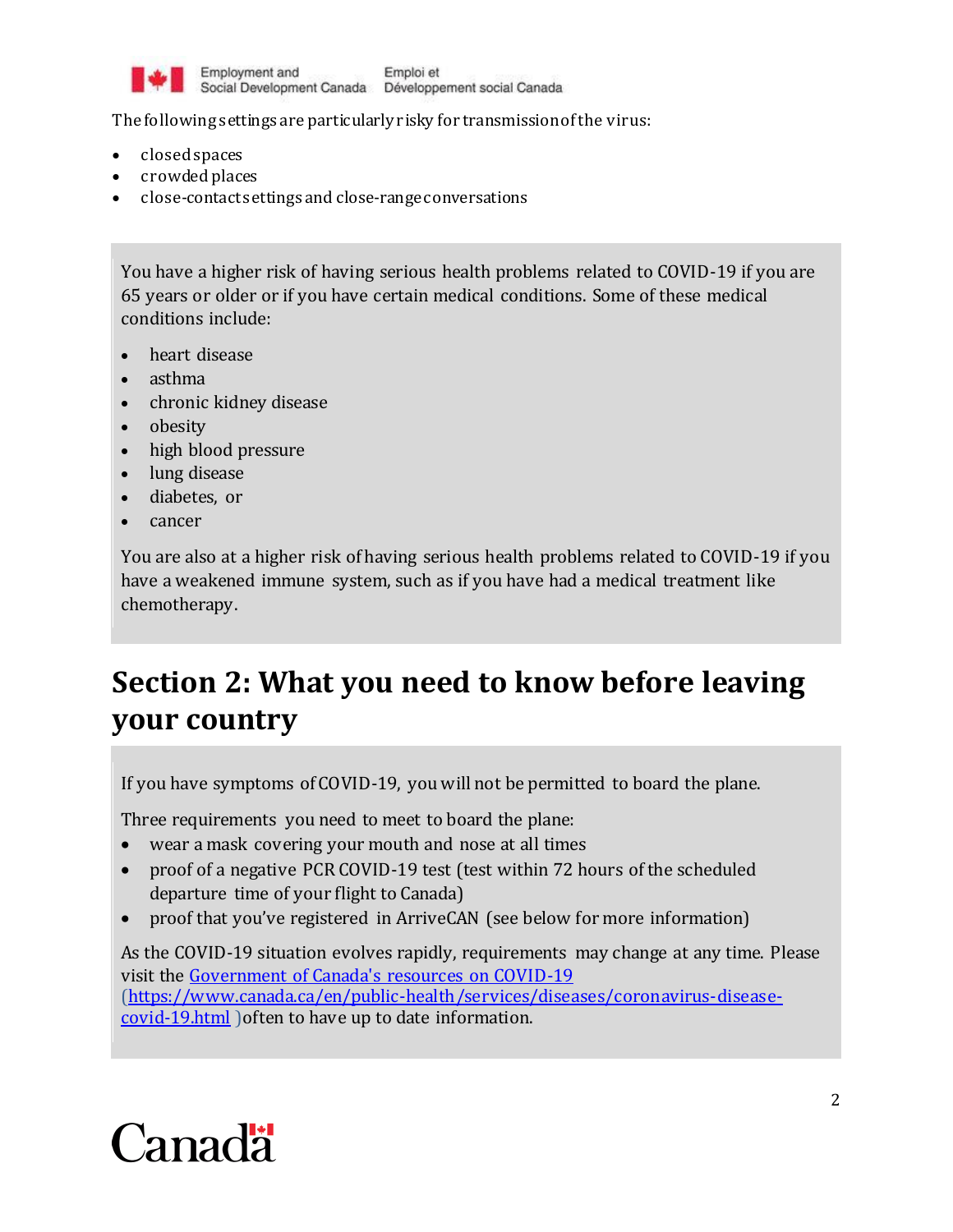The following settings are particularly risky for transmission of the virus:

- closed spaces
- crowded places
- close-contacts settings and close-range conversations

You have a higher risk of having serious health problems related to COVID-19 if you are 65 years or older or if you have certain medical conditions. Some of these medical conditions include:

- heart disease
- asthma
- chronic kidney disease
- obesity
- high blood pressure
- lung disease
- diabetes, or
- cancer

You are also at a higher risk of having serious health problems related to COVID-19 if you have a weakened immune system, such as if you have had a medical treatment like chemotherapy.

## Section 2: What you need to know before leaving your country

If you have symptoms of COVID-19, you will not be permitted to board the plane.

Three requirements you need to meet to board the plane:

- wear a mask covering your mouth and nose at all times
- proof of a negative PCR COVID-19 test (test within 72 hours of the scheduled departure time of your flight to Canada)
- proof that you've registered in ArriveCAN (see below for more information)

As the COVID-19 situation evolves rapidly, requirements may change at any time. Please visit the [Government of Canada's resources on COVID-19](https://www.canada.ca/en/public-health/services/diseases/coronavirus-disease-covid-19.html) ([https://www.canada.ca/en/public-health/services/diseases/coronavirus-disease-covid-19.html](https://www.canada.ca/en/public-health/services/diseases/coronavirus-disease-covid-19.html) )often to have up to date information.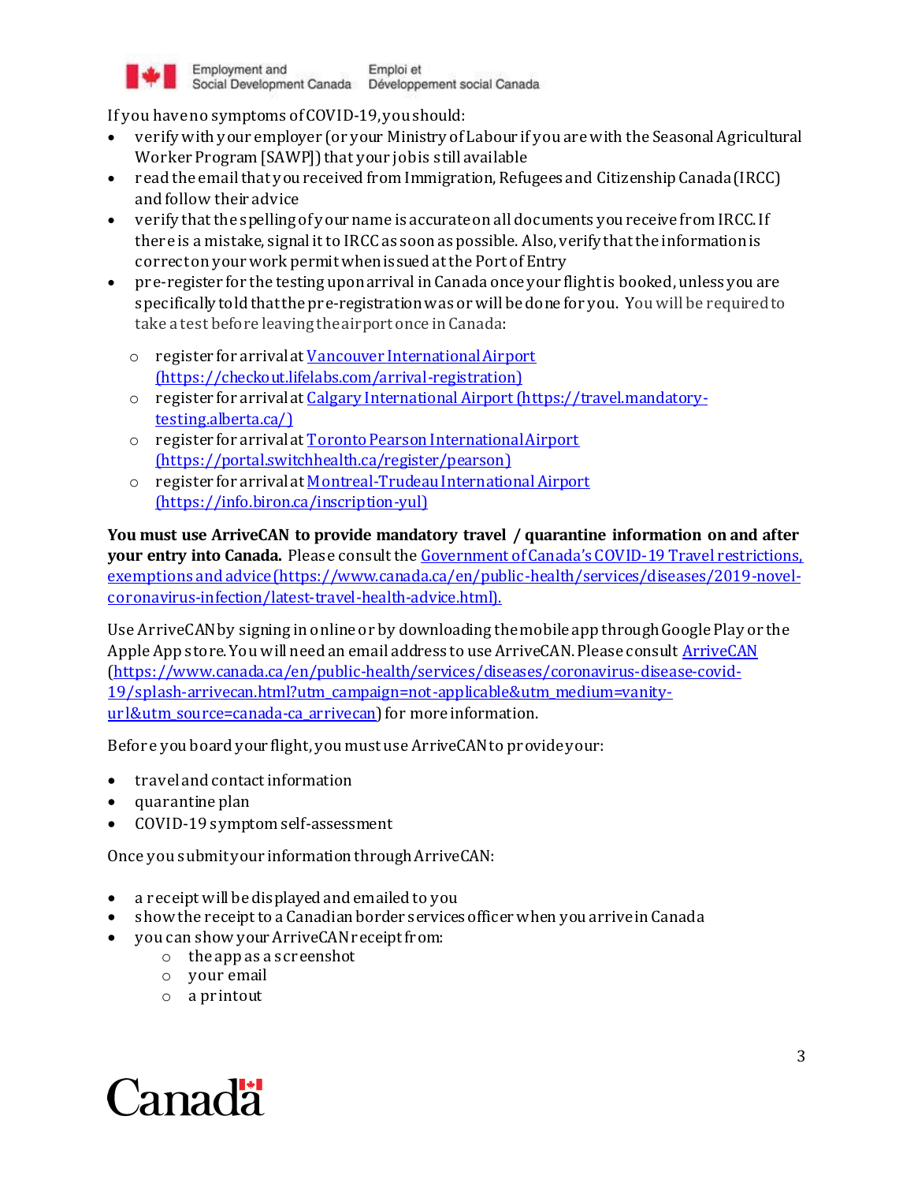If you have no symptoms of COVID-19, you should:

- verify with your employer (or your Ministry of Labour if you are with the Seasonal Agricultural Worker Program [SAWP]) that your job is still available
- read the email that you received from Immigration, Refugees and Citizenship Canada (IRCC) and follow their advice
- verify that the spelling of your name is accurate on all documents you receive from IRCC. If there is a mistake, signal it to IRCC as soon as possible. Also, verify that the information is correct on your work permit when issued at the Port of Entry
- pre-register for the testing upon arrival in Canada once your flight is booked, unless you are specifically told that the pre-registration was or will be done for you. You will be required to take a test before leaving the airport once in Canada:
  - register for arrival at [Vancouver International Airport (https://checkout.lifelabs.com/arrival-registration)](https://checkout.lifelabs.com/arrival-registration)
  - register for arrival at [Calgary International Airport (https://travel.mandatory-testing.alberta.ca/)](https://travel.mandatory-testing.alberta.ca/)
  - register for arrival at [Toronto Pearson International Airport (https://portal.switchhealth.ca/register/pearson)](https://portal.switchhealth.ca/register/pearson)
  - register for arrival at [Montreal-Trudeau International Airport (https://info.biron.ca/inscription-yul)](https://info.biron.ca/inscription-yul)

**You must use ArriveCAN to provide mandatory travel / quarantine information on and after your entry into Canada.** Please consult the [Government of Canada's COVID-19 Travel restrictions, exemptions and advice (https://www.canada.ca/en/public-health/services/diseases/2019-novel-coronavirus-infection/latest-travel-health-advice.html).](https://www.canada.ca/en/public-health/services/diseases/2019-novel-coronavirus-infection/latest-travel-health-advice.html)

Use ArriveCAN by signing in online or by downloading the mobile app through Google Play or the Apple App store. You will need an email address to use ArriveCAN. Please consult [ArriveCAN (https://www.canada.ca/en/public-health/services/diseases/coronavirus-disease-covid-19/splash-arrivecan.html?utm_campaign=not-applicable&utm_medium=vanity-url&utm_source=canada-ca_arrivecan)](https://www.canada.ca/en/public-health/services/diseases/coronavirus-disease-covid-19/splash-arrivecan.html?utm_campaign=not-applicable&utm_medium=vanity-url&utm_source=canada-ca_arrivecan) for more information.

Before you board your flight, you must use ArriveCAN to provide your:

- travel and contact information
- quarantine plan
- COVID-19 symptom self-assessment

Once you submit your information through ArriveCAN:

- a receipt will be displayed and emailed to you
- show the receipt to a Canadian border services officer when you arrive in Canada
- you can show your ArriveCAN receipt from:
  - the app as a screenshot
  - your email
  - a printout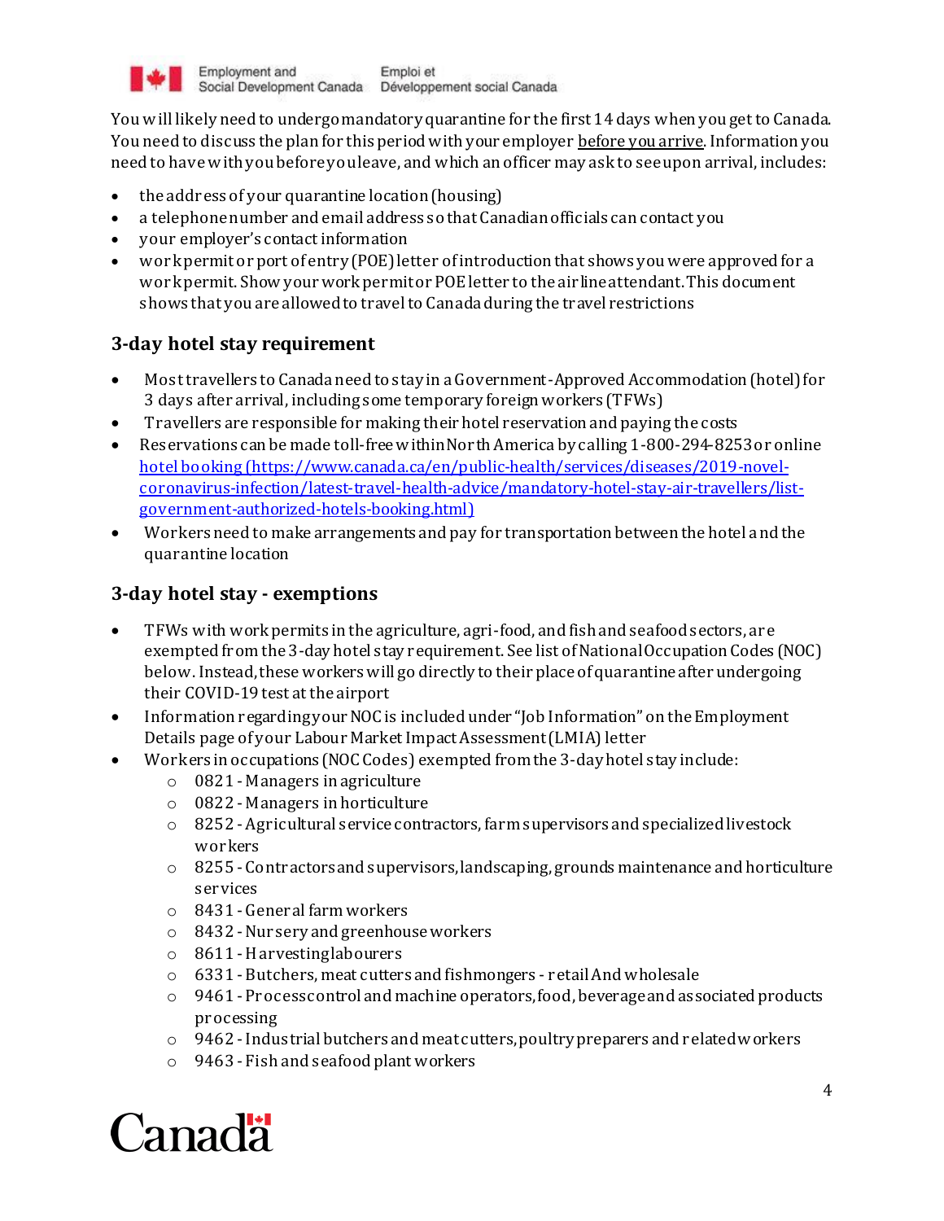You will likely need to undergo mandatory quarantine for the first 14 days when you get to Canada. You need to discuss the plan for this period with your employer before you arrive. Information you need to have with you before you leave, and which an officer may ask to see upon arrival, includes:

- the address of your quarantine location (housing)
- a telephone number and email address so that Canadian officials can contact you
- your employer's contact information
- work permit or port of entry (POE) letter of introduction that shows you were approved for a work permit. Show your work permit or POE letter to the airline attendant. This document shows that you are allowed to travel to Canada during the travel restrictions

## 3-day hotel stay requirement

- Most travellers to Canada need to stay in a Government-Approved Accommodation (hotel) for 3 days after arrival, including some temporary foreign workers (TFWs)
- Travellers are responsible for making their hotel reservation and paying the costs
- Reservations can be made toll-free within North America by calling 1-800-294-8253 or online [hotel booking (https://www.canada.ca/en/public-health/services/diseases/2019-novel-coronavirus-infection/latest-travel-health-advice/mandatory-hotel-stay-air-travellers/list-government-authorized-hotels-booking.html)](https://www.canada.ca/en/public-health/services/diseases/2019-novel-coronavirus-infection/latest-travel-health-advice/mandatory-hotel-stay-air-travellers/list-government-authorized-hotels-booking.html)
- Workers need to make arrangements and pay for transportation between the hotel and the quarantine location

## 3-day hotel stay - exemptions

- TFWs with work permits in the agriculture, agri-food, and fish and seafood sectors, are exempted from the 3-day hotel stay requirement. See list of National Occupation Codes (NOC) below. Instead, these workers will go directly to their place of quarantine after undergoing their COVID-19 test at the airport
- Information regarding your NOC is included under "Job Information" on the Employment Details page of your Labour Market Impact Assessment (LMIA) letter
- Workers in occupations (NOC Codes) exempted from the 3-day hotel stay include:
    - 0821 - Managers in agriculture
    - 0822 - Managers in horticulture
    - 8252 - Agricultural service contractors, farm supervisors and specialized livestock workers
    - 8255 - Contractors and supervisors, landscaping, grounds maintenance and horticulture services
    - 8431 - General farm workers
    - 8432 - Nursery and greenhouse workers
    - 8611 - Harvesting labourers
    - 6331 - Butchers, meat cutters and fishmongers - retail And wholesale
    - 9461 - Process control and machine operators, food, beverage and associated products processing
    - 9462 - Industrial butchers and meat cutters, poultry preparers and related workers
    - 9463 - Fish and seafood plant workers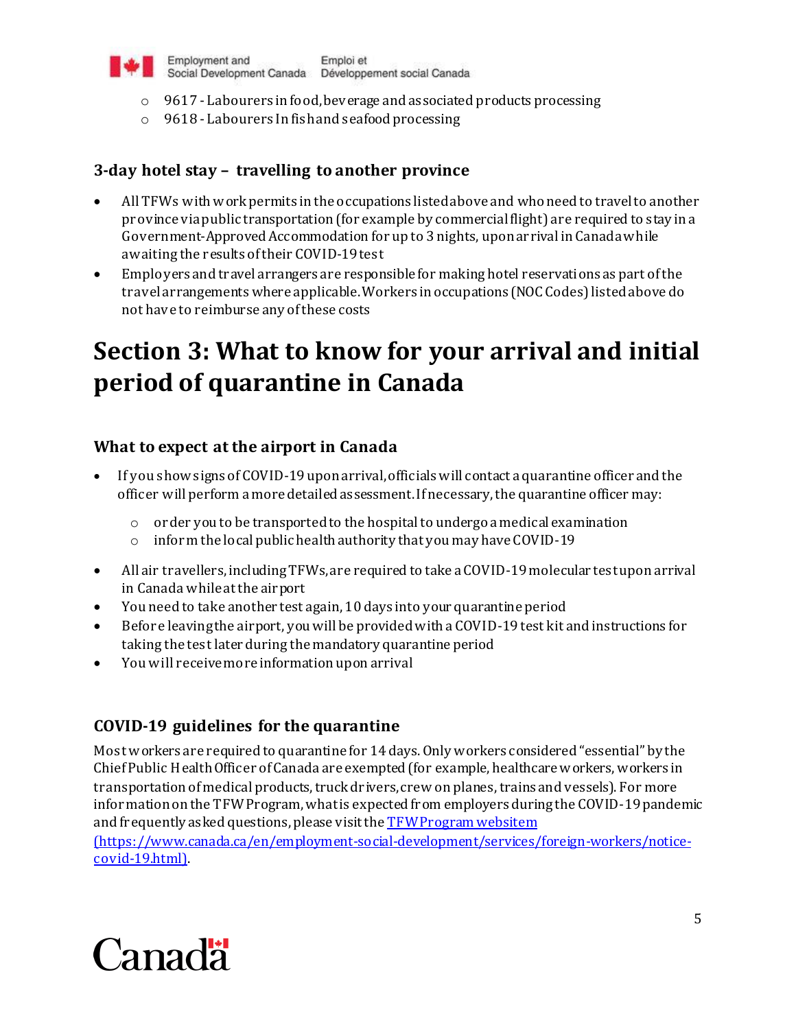- 9617 - Labourers in food, beverage and associated products processing
- 9618 - Labourers In fish and seafood processing

### 3-day hotel stay – travelling to another province

- All TFWs with work permits in the occupations listed above and who need to travel to another province via public transportation (for example by commercial flight) are required to stay in a Government-Approved Accommodation for up to 3 nights, upon arrival in Canada while awaiting the results of their COVID-19 test
- Employers and travel arrangers are responsible for making hotel reservations as part of the travel arrangements where applicable. Workers in occupations (NOC Codes) listed above do not have to reimburse any of these costs

# Section 3: What to know for your arrival and initial period of quarantine in Canada

### What to expect at the airport in Canada

- If you show signs of COVID-19 upon arrival, officials will contact a quarantine officer and the officer will perform a more detailed assessment. If necessary, the quarantine officer may:
  - order you to be transported to the hospital to undergo a medical examination
  - inform the local public health authority that you may have COVID-19
- All air travellers, including TFWs, are required to take a COVID-19 molecular test upon arrival in Canada while at the airport
- You need to take another test again, 10 days into your quarantine period
- Before leaving the airport, you will be provided with a COVID-19 test kit and instructions for taking the test later during the mandatory quarantine period
- You will receive more information upon arrival

### COVID-19 guidelines for the quarantine

Most workers are required to quarantine for 14 days. Only workers considered "essential" by the Chief Public Health Officer of Canada are exempted (for example, healthcare workers, workers in transportation of medical products, truck drivers, crew on planes, trains and vessels). For more information on the TFW Program, what is expected from employers during the COVID-19 pandemic and frequently asked questions, please visit the [TFW Program websitem (https://www.canada.ca/en/employment-social-development/services/foreign-workers/notice-covid-19.html)](https://www.canada.ca/en/employment-social-development/services/foreign-workers/notice-covid-19.html).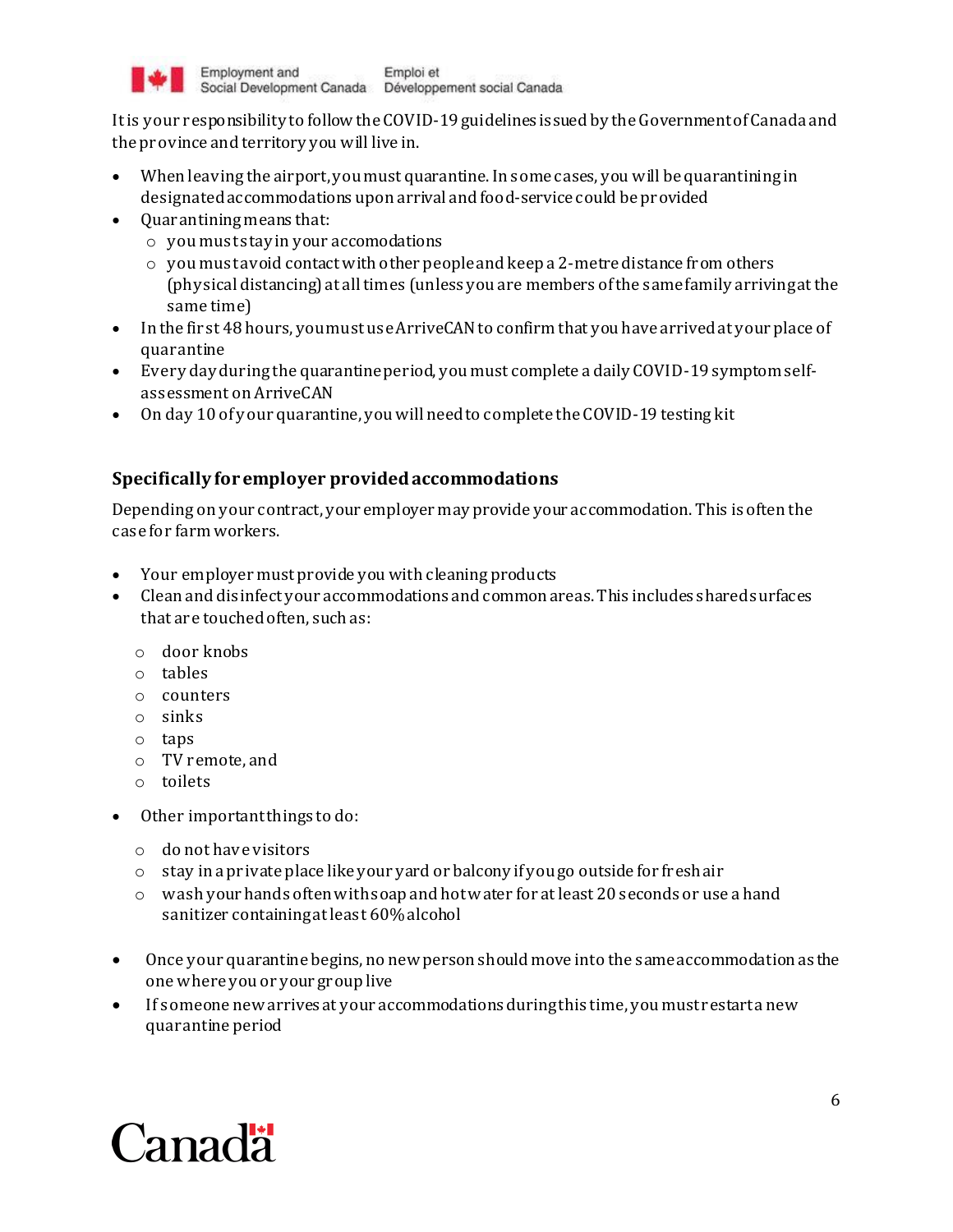It is your responsibility to follow the COVID-19 guidelines issued by the Government of Canada and the province and territory you will live in.

- When leaving the airport, you must quarantine. In some cases, you will be quarantining in designated accommodations upon arrival and food-service could be provided
- Quarantining means that:
  - you must stay in your accomodations
  - you must avoid contact with other people and keep a 2-metre distance from others (physical distancing) at all times (unless you are members of the same family arriving at the same time)
- In the first 48 hours, you must use ArriveCAN to confirm that you have arrived at your place of quarantine
- Every day during the quarantine period, you must complete a daily COVID-19 symptom self-assessment on ArriveCAN
- On day 10 of your quarantine, you will need to complete the COVID-19 testing kit

### Specifically for employer provided accommodations

Depending on your contract, your employer may provide your accommodation. This is often the case for farm workers.

- Your employer must provide you with cleaning products
- Clean and disinfect your accommodations and common areas. This includes shared surfaces that are touched often, such as:
  - door knobs
  - tables
  - counters
  - sinks
  - taps
  - TV remote, and
  - toilets
- Other important things to do:
  - do not have visitors
  - stay in a private place like your yard or balcony if you go outside for fresh air
  - wash your hands often with soap and hot water for at least 20 seconds or use a hand sanitizer containing at least 60% alcohol
- Once your quarantine begins, no new person should move into the same accommodation as the one where you or your group live
- If someone new arrives at your accommodations during this time, you must restart a new quarantine period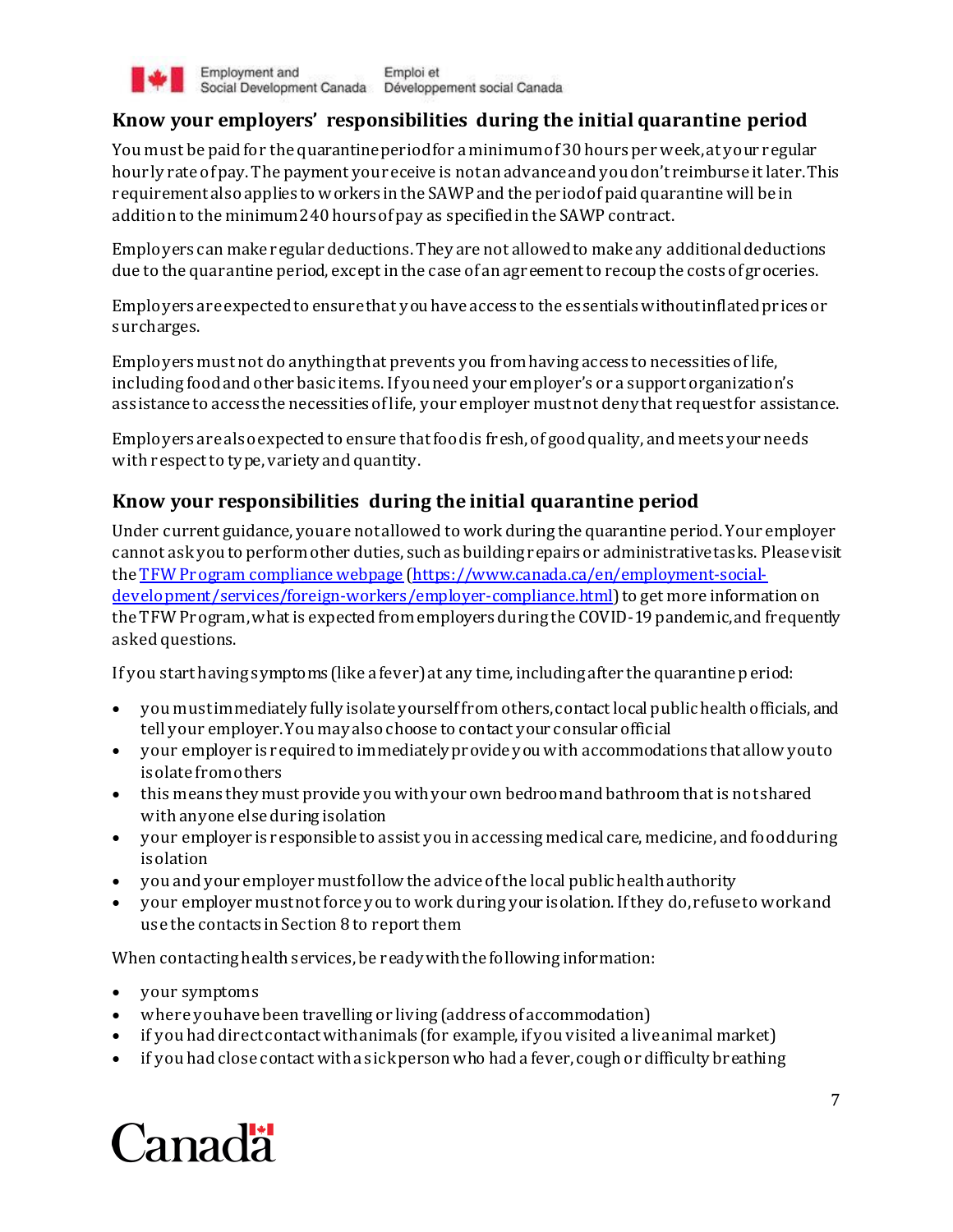## Know your employers' responsibilities during the initial quarantine period

You must be paid for the quarantine period for a minimum of 30 hours per week, at your regular hourly rate of pay. The payment you receive is not an advance and you don't reimburse it later. This requirement also applies to workers in the SAWP and the period of paid quarantine will be in addition to the minimum 240 hours of pay as specified in the SAWP contract.

Employers can make regular deductions. They are not allowed to make any additional deductions due to the quarantine period, except in the case of an agreement to recoup the costs of groceries.

Employers are expected to ensure that you have access to the essentials without inflated prices or surcharges.

Employers must not do anything that prevents you from having access to necessities of life, including food and other basic items. If you need your employer's or a support organization's assistance to access the necessities of life, your employer must not deny that request for assistance.

Employers are also expected to ensure that food is fresh, of good quality, and meets your needs with respect to type, variety and quantity.

## Know your responsibilities during the initial quarantine period

Under current guidance, you are not allowed to work during the quarantine period. Your employer cannot ask you to perform other duties, such as building repairs or administrative tasks. Please visit the [TFW Program compliance webpage](https://www.canada.ca/en/employment-social-development/services/foreign-workers/employer-compliance.html) (https://www.canada.ca/en/employment-social-development/services/foreign-workers/employer-compliance.html) to get more information on the TFW Program, what is expected from employers during the COVID-19 pandemic, and frequently asked questions.

If you start having symptoms (like a fever) at any time, including after the quarantine period:

- you must immediately fully isolate yourself from others, contact local public health officials, and tell your employer. You may also choose to contact your consular official
- your employer is required to immediately provide you with accommodations that allow you to isolate from others
- this means they must provide you with your own bedroom and bathroom that is not shared with anyone else during isolation
- your employer is responsible to assist you in accessing medical care, medicine, and food during isolation
- you and your employer must follow the advice of the local public health authority
- your employer must not force you to work during your isolation. If they do, refuse to work and use the contacts in Section 8 to report them

When contacting health services, be ready with the following information:

- your symptoms
- where you have been travelling or living (address of accommodation)
- if you had direct contact with animals (for example, if you visited a live animal market)
- if you had close contact with a sick person who had a fever, cough or difficulty breathing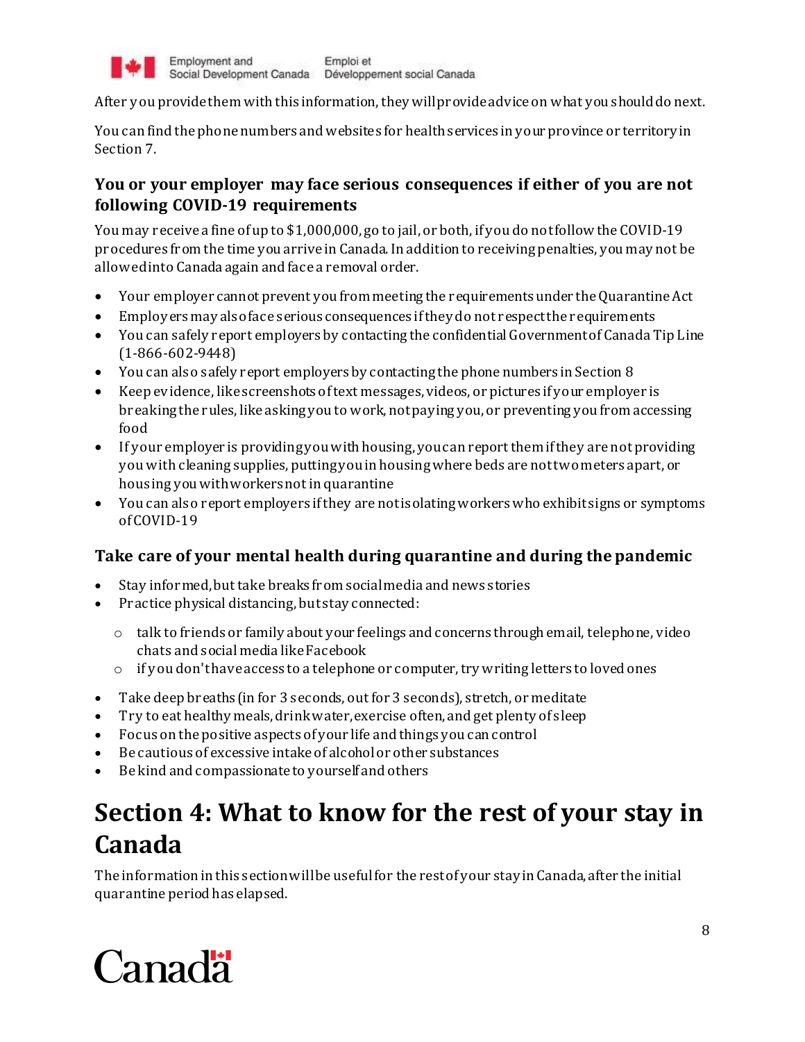After you provide them with this information, they will provide advice on what you should do next.

You can find the phone numbers and websites for health services in your province or territory in Section 7.

### You or your employer may face serious consequences if either of you are not following COVID-19 requirements

You may receive a fine of up to $1,000,000, go to jail, or both, if you do not follow the COVID-19 procedures from the time you arrive in Canada. In addition to receiving penalties, you may not be allowed into Canada again and face a removal order.

- Your employer cannot prevent you from meeting the requirements under the Quarantine Act
- Employers may also face serious consequences if they do not respect the requirements
- You can safely report employers by contacting the confidential Government of Canada Tip Line (1-866-602-9448)
- You can also safely report employers by contacting the phone numbers in Section 8
- Keep evidence, like screenshots of text messages, videos, or pictures if your employer is breaking the rules, like asking you to work, not paying you, or preventing you from accessing food
- If your employer is providing you with housing, you can report them if they are not providing you with cleaning supplies, putting you in housing where beds are not two meters apart, or housing you with workers not in quarantine
- You can also report employers if they are not isolating workers who exhibit signs or symptoms of COVID-19

### Take care of your mental health during quarantine and during the pandemic

- Stay informed, but take breaks from social media and news stories
- Practice physical distancing, but stay connected:
  - talk to friends or family about your feelings and concerns through email, telephone, video chats and social media like Facebook
  - if you don't have access to a telephone or computer, try writing letters to loved ones
- Take deep breaths (in for 3 seconds, out for 3 seconds), stretch, or meditate
- Try to eat healthy meals, drink water, exercise often, and get plenty of sleep
- Focus on the positive aspects of your life and things you can control
- Be cautious of excessive intake of alcohol or other substances
- Be kind and compassionate to yourself and others

## Section 4: What to know for the rest of your stay in Canada

The information in this section will be useful for the rest of your stay in Canada, after the initial quarantine period has elapsed.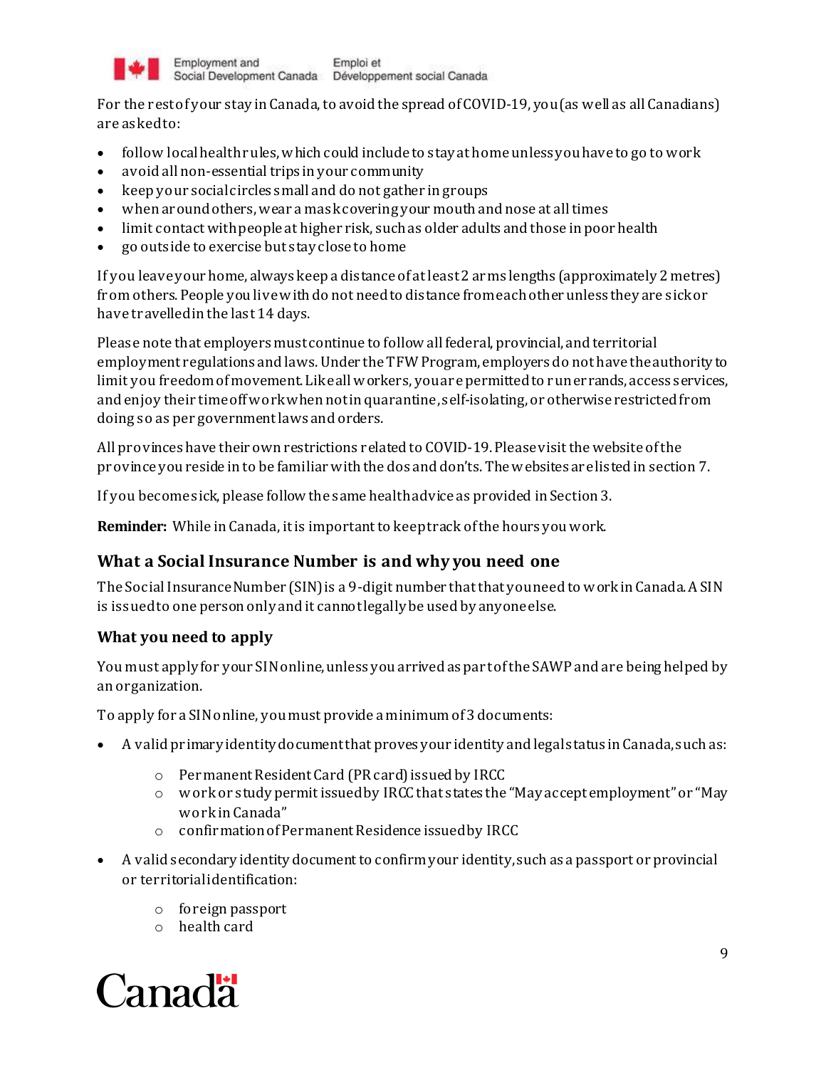For the rest of your stay in Canada, to avoid the spread of COVID-19, you (as well as all Canadians) are asked to:

- follow local health rules, which could include to stay at home unless you have to go to work
- avoid all non-essential trips in your community
- keep your social circles small and do not gather in groups
- when around others, wear a mask covering your mouth and nose at all times
- limit contact with people at higher risk, such as older adults and those in poor health
- go outside to exercise but stay close to home

If you leave your home, always keep a distance of at least 2 arms lengths (approximately 2 metres) from others. People you live with do not need to distance from each other unless they are sick or have travelled in the last 14 days.

Please note that employers must continue to follow all federal, provincial, and territorial employment regulations and laws. Under the TFW Program, employers do not have the authority to limit you freedom of movement. Like all workers, you are permitted to run errands, access services, and enjoy their time off work when not in quarantine, self-isolating, or otherwise restricted from doing so as per government laws and orders.

All provinces have their own restrictions related to COVID-19. Please visit the website of the province you reside in to be familiar with the dos and don'ts. The websites are listed in section 7.

If you become sick, please follow the same health advice as provided in Section 3.

**Reminder:** While in Canada, it is important to keep track of the hours you work.

### What a Social Insurance Number is and why you need one

The Social Insurance Number (SIN) is a 9-digit number that that you need to work in Canada. A SIN is issued to one person only and it cannot legally be used by anyone else.

### What you need to apply

You must apply for your SIN online, unless you arrived as part of the SAWP and are being helped by an organization.

To apply for a SIN online, you must provide a minimum of 3 documents:

- A valid primary identity document that proves your identity and legal status in Canada, such as:
  - Permanent Resident Card (PR card) issued by IRCC
  - work or study permit issued by IRCC that states the "May accept employment" or "May work in Canada"
  - confirmation of Permanent Residence issued by IRCC
- A valid secondary identity document to confirm your identity, such as a passport or provincial or territorial identification:
  - foreign passport
  - health card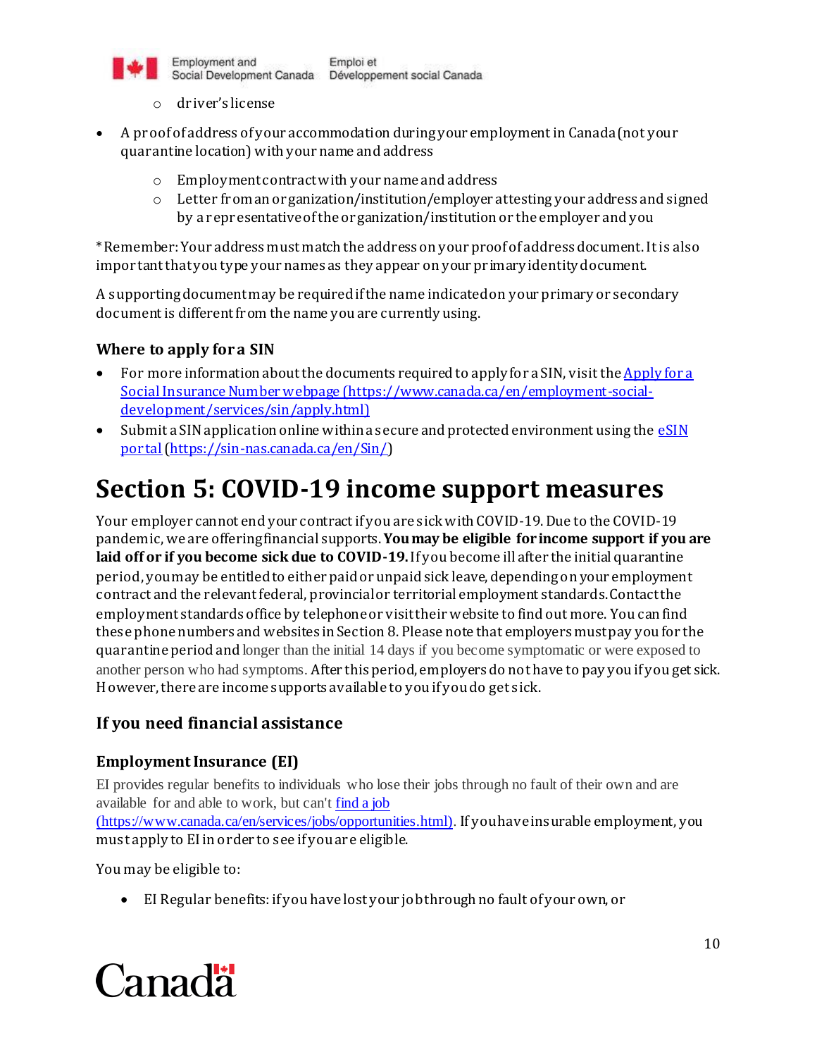- driver's license

- A proof of address of your accommodation during your employment in Canada (not your quarantine location) with your name and address
    - Employment contract with your name and address
    - Letter from an organization/institution/employer attesting your address and signed by a representative of the organization/institution or the employer and you

*Remember: Your address must match the address on your proof of address document. It is also important that you type your names as they appear on your primary identity document.

A supporting document may be required if the name indicated on your primary or secondary document is different from the name you are currently using.

### Where to apply for a SIN

- For more information about the documents required to apply for a SIN, visit the [Apply for a Social Insurance Number webpage (https://www.canada.ca/en/employment-social-development/services/sin/apply.html)](https://www.canada.ca/en/employment-social-development/services/sin/apply.html)
- Submit a SIN application online within a secure and protected environment using the [eSIN portal](https://sin-nas.canada.ca/en/Sin/) (https://sin-nas.canada.ca/en/Sin/)

# Section 5: COVID-19 income support measures

Your employer cannot end your contract if you are sick with COVID-19. Due to the COVID-19 pandemic, we are offering financial supports. **You may be eligible for income support if you are laid off or if you become sick due to COVID-19.** If you become ill after the initial quarantine period, you may be entitled to either paid or unpaid sick leave, depending on your employment contract and the relevant federal, provincial or territorial employment standards. Contact the employment standards office by telephone or visit their website to find out more. You can find these phone numbers and websites in Section 8. Please note that employers must pay you for the quarantine period and longer than the initial 14 days if you become symptomatic or were exposed to another person who had symptoms. After this period, employers do not have to pay you if you get sick. However, there are income supports available to you if you do get sick.

## If you need financial assistance

### Employment Insurance (EI)

EI provides regular benefits to individuals who lose their jobs through no fault of their own and are available for and able to work, but can't [find a job (https://www.canada.ca/en/services/jobs/opportunities.html)](https://www.canada.ca/en/services/jobs/opportunities.html). If you have insurable employment, you must apply to EI in order to see if you are eligible.

You may be eligible to:

- EI Regular benefits: if you have lost your job through no fault of your own, or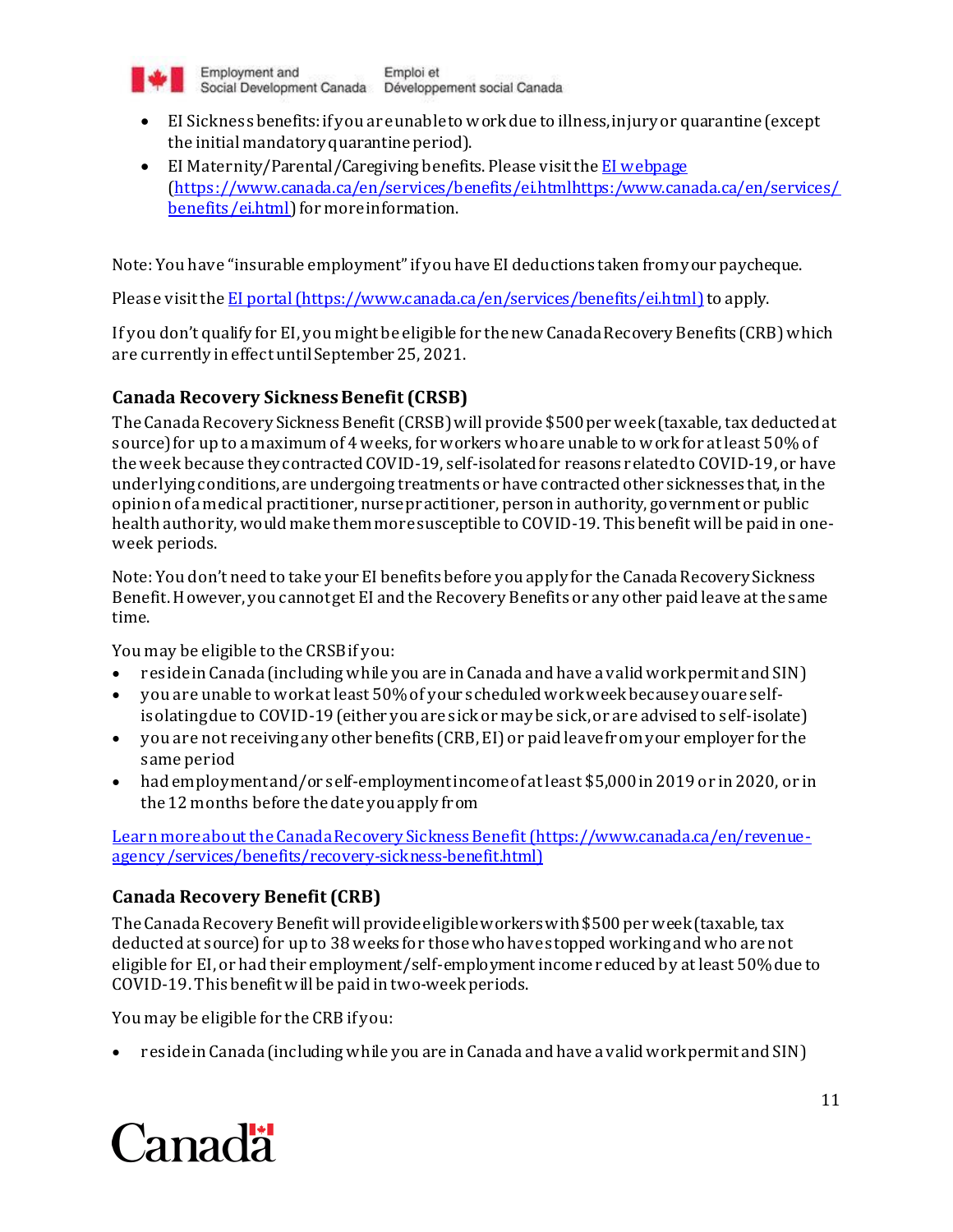- EI Sickness benefits: if you are unable to work due to illness, injury or quarantine (except the initial mandatory quarantine period).
- EI Maternity/Parental/Caregiving benefits. Please visit the [EI webpage](https://www.canada.ca/en/services/benefits/ei.html) (https://www.canada.ca/en/services/benefits/ei.htmlhttps:/www.canada.ca/en/services/benefits/ei.html) for more information.

Note: You have "insurable employment" if you have EI deductions taken from your paycheque.

Please visit the [EI portal (https://www.canada.ca/en/services/benefits/ei.html)](https://www.canada.ca/en/services/benefits/ei.html) to apply.

If you don't qualify for EI, you might be eligible for the new Canada Recovery Benefits (CRB) which are currently in effect until September 25, 2021.

### Canada Recovery Sickness Benefit (CRSB)

The Canada Recovery Sickness Benefit (CRSB) will provide $500 per week (taxable, tax deducted at source) for up to a maximum of 4 weeks, for workers who are unable to work for at least 50% of the week because they contracted COVID-19, self-isolated for reasons related to COVID-19, or have underlying conditions, are undergoing treatments or have contracted other sicknesses that, in the opinion of a medical practitioner, nurse practitioner, person in authority, government or public health authority, would make them more susceptible to COVID-19. This benefit will be paid in one-week periods.

Note: You don't need to take your EI benefits before you apply for the Canada Recovery Sickness Benefit. However, you cannot get EI and the Recovery Benefits or any other paid leave at the same time.

You may be eligible to the CRSB if you:

- reside in Canada (including while you are in Canada and have a valid work permit and SIN)
- you are unable to work at least 50% of your scheduled work week because you are self-isolating due to COVID-19 (either you are sick or may be sick, or are advised to self-isolate)
- you are not receiving any other benefits (CRB, EI) or paid leave from your employer for the same period
- had employment and/or self-employment income of at least $5,000 in 2019 or in 2020, or in the 12 months before the date you apply from

[Learn more about the Canada Recovery Sickness Benefit (https://www.canada.ca/en/revenue-agency/services/benefits/recovery-sickness-benefit.html)](https://www.canada.ca/en/revenue-agency/services/benefits/recovery-sickness-benefit.html)

### Canada Recovery Benefit (CRB)

The Canada Recovery Benefit will provide eligible workers with $500 per week (taxable, tax deducted at source) for up to 38 weeks for those who have stopped working and who are not eligible for EI, or had their employment/self-employment income reduced by at least 50% due to COVID-19. This benefit will be paid in two-week periods.

You may be eligible for the CRB if you:

- reside in Canada (including while you are in Canada and have a valid work permit and SIN)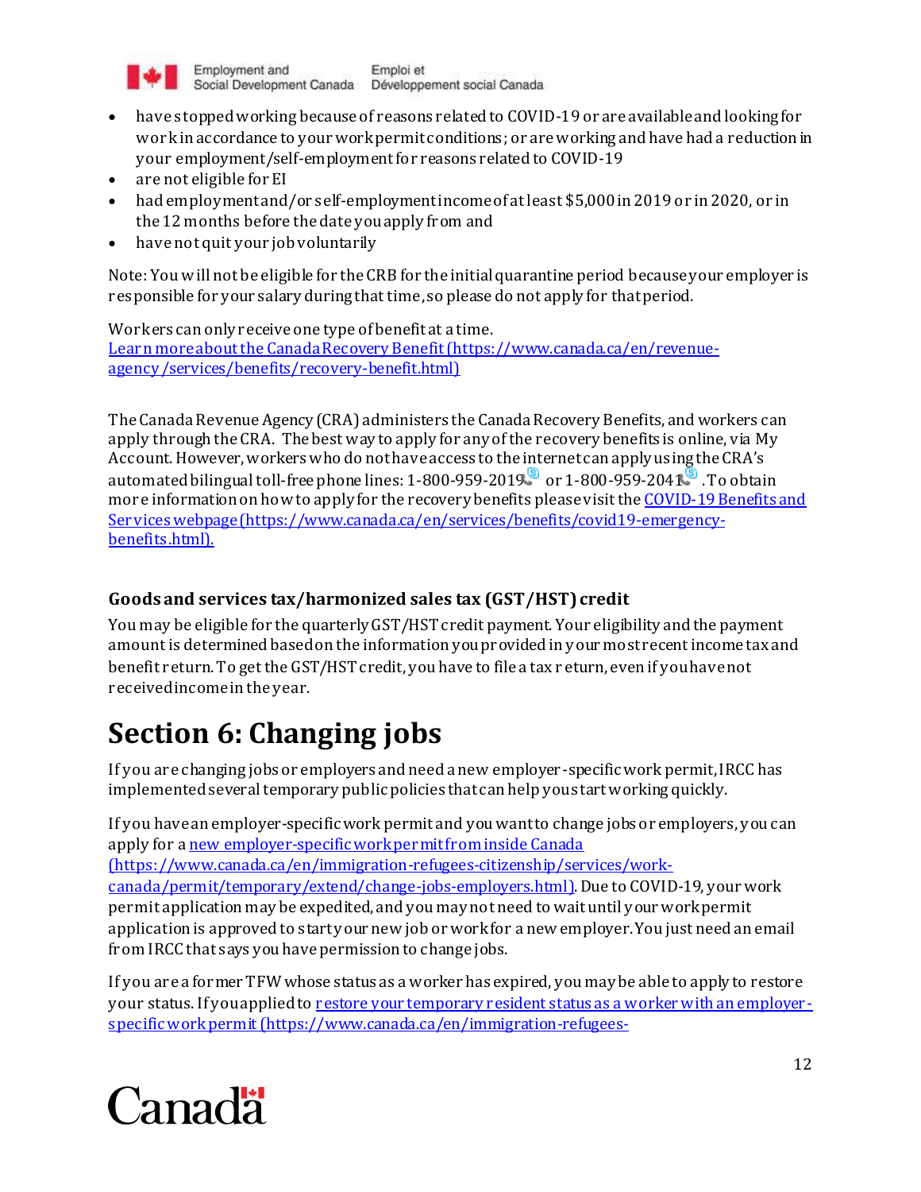- have stopped working because of reasons related to COVID-19 or are available and looking for work in accordance to your work permit conditions; or are working and have had a reduction in your employment/self-employment for reasons related to COVID-19
- are not eligible for EI
- had employment and/or self-employment income of at least $5,000 in 2019 or in 2020, or in the 12 months before the date you apply from and
- have not quit your job voluntarily

Note: You will not be eligible for the CRB for the initial quarantine period because your employer is responsible for your salary during that time, so please do not apply for that period.

Workers can only receive one type of benefit at a time.
[Learn more about the Canada Recovery Benefit (https://www.canada.ca/en/revenue-agency/services/benefits/recovery-benefit.html)](https://www.canada.ca/en/revenue-agency/services/benefits/recovery-benefit.html)

The Canada Revenue Agency (CRA) administers the Canada Recovery Benefits, and workers can apply through the CRA. The best way to apply for any of the recovery benefits is online, via My Account. However, workers who do not have access to the internet can apply using the CRA's automated bilingual toll-free phone lines: 1-800-959-2019 or 1-800-959-2041. To obtain more information on how to apply for the recovery benefits please visit the [COVID-19 Benefits and Services webpage (https://www.canada.ca/en/services/benefits/covid19-emergency-benefits.html).](https://www.canada.ca/en/services/benefits/covid19-emergency-benefits.html)

### Goods and services tax/harmonized sales tax (GST/HST) credit

You may be eligible for the quarterly GST/HST credit payment. Your eligibility and the payment amount is determined based on the information you provided in your most recent income tax and benefit return. To get the GST/HST credit, you have to file a tax return, even if you have not received income in the year.

# Section 6: Changing jobs

If you are changing jobs or employers and need a new employer-specific work permit, IRCC has implemented several temporary public policies that can help you start working quickly.

If you have an employer-specific work permit and you want to change jobs or employers, you can apply for a [new employer-specific work permit from inside Canada (https://www.canada.ca/en/immigration-refugees-citizenship/services/work-canada/permit/temporary/extend/change-jobs-employers.html)](https://www.canada.ca/en/immigration-refugees-citizenship/services/work-canada/permit/temporary/extend/change-jobs-employers.html). Due to COVID-19, your work permit application may be expedited, and you may not need to wait until your work permit application is approved to start your new job or work for a new employer. You just need an email from IRCC that says you have permission to change jobs.

If you are a former TFW whose status as a worker has expired, you may be able to apply to restore your status. If you applied to restore your temporary resident status as a worker with an employer-specific work permit (https://www.canada.ca/en/immigration-refugees-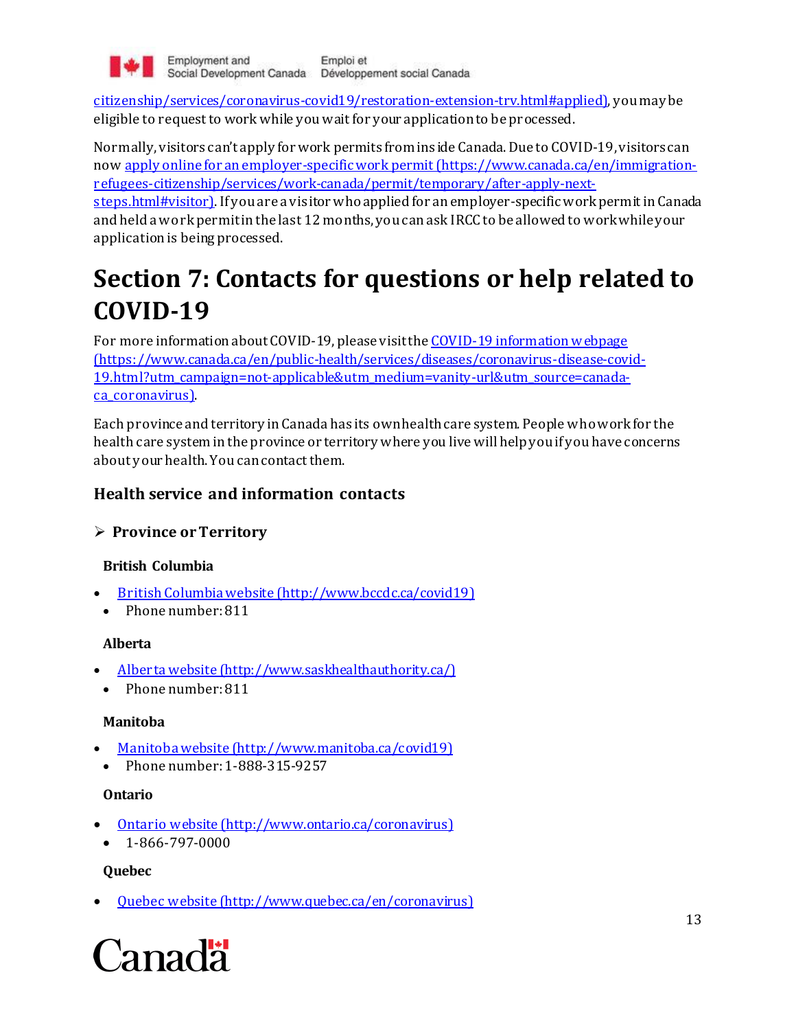[citizenship/services/coronavirus-covid19/restoration-extension-trv.html#applied)](https://www.canada.ca/en/immigration-refugees-citizenship/services/coronavirus-covid19/restoration-extension-trv.html#applied), you may be eligible to request to work while you wait for your application to be processed.

Normally, visitors can't apply for work permits from inside Canada. Due to COVID-19, visitors can now [apply online for an employer-specific work permit (https://www.canada.ca/en/immigration-refugees-citizenship/services/work-canada/permit/temporary/after-apply-next-steps.html#visitor)](https://www.canada.ca/en/immigration-refugees-citizenship/services/work-canada/permit/temporary/after-apply-next-steps.html#visitor). If you are a visitor who applied for an employer-specific work permit in Canada and held a work permit in the last 12 months, you can ask IRCC to be allowed to work while your application is being processed.

# Section 7: Contacts for questions or help related to COVID-19

For more information about COVID-19, please visit the [COVID-19 information webpage (https://www.canada.ca/en/public-health/services/diseases/coronavirus-disease-covid-19.html?utm_campaign=not-applicable&utm_medium=vanity-url&utm_source=canada-ca_coronavirus)](https://www.canada.ca/en/public-health/services/diseases/coronavirus-disease-covid-19.html?utm_campaign=not-applicable&utm_medium=vanity-url&utm_source=canada-ca_coronavirus).

Each province and territory in Canada has its own health care system. People who work for the health care system in the province or territory where you live will help you if you have concerns about your health. You can contact them.

### Health service and information contacts

- **Province or Territory**

**British Columbia**

- [British Columbia website (http://www.bccdc.ca/covid19)](http://www.bccdc.ca/covid19)
- Phone number: 811

**Alberta**

- [Alberta website (http://www.saskhealthauthority.ca/)](http://www.saskhealthauthority.ca/)
- Phone number: 811

**Manitoba**

- [Manitoba website (http://www.manitoba.ca/covid19)](http://www.manitoba.ca/covid19)
- Phone number: 1-888-315-9257

**Ontario**

- [Ontario website (http://www.ontario.ca/coronavirus)](http://www.ontario.ca/coronavirus)
- 1-866-797-0000

**Quebec**

- [Quebec website (http://www.quebec.ca/en/coronavirus)](http://www.quebec.ca/en/coronavirus)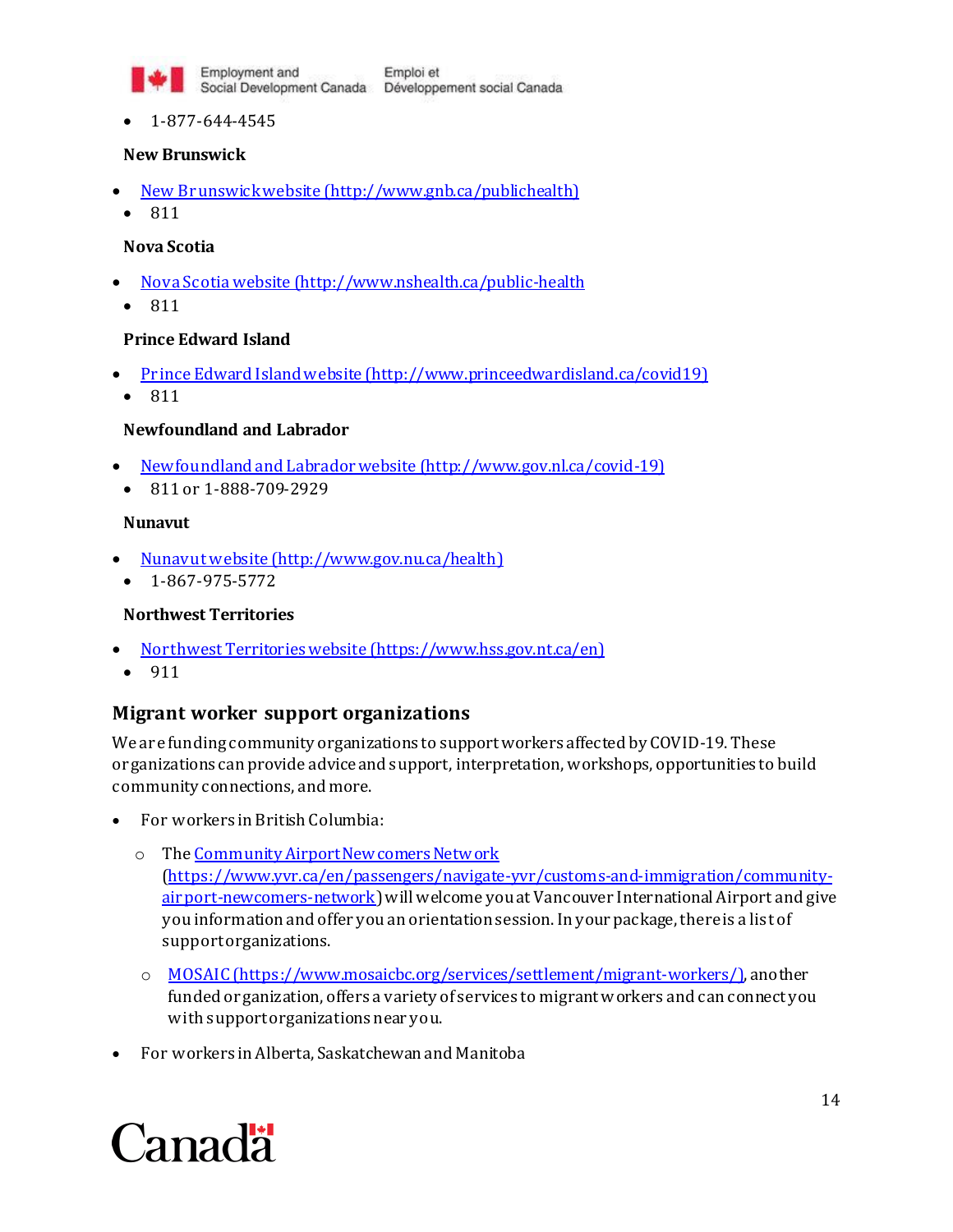- 1-877-644-4545

**New Brunswick**

- [New Brunswick website (http://www.gnb.ca/publichealth)](http://www.gnb.ca/publichealth)
- 811

**Nova Scotia**

- [Nova Scotia website (http://www.nshealth.ca/public-health](http://www.nshealth.ca/public-health)
- 811

**Prince Edward Island**

- [Prince Edward Island website (http://www.princeedwardisland.ca/covid19)](http://www.princeedwardisland.ca/covid19)
- 811

**Newfoundland and Labrador**

- [Newfoundland and Labrador website (http://www.gov.nl.ca/covid-19)](http://www.gov.nl.ca/covid-19)
- 811 or 1-888-709-2929

**Nunavut**

- [Nunavut website (http://www.gov.nu.ca/health)](http://www.gov.nu.ca/health)
- 1-867-975-5772

**Northwest Territories**

- [Northwest Territories website (https://www.hss.gov.nt.ca/en)](https://www.hss.gov.nt.ca/en)
- 911

## Migrant worker support organizations

We are funding community organizations to support workers affected by COVID-19. These organizations can provide advice and support, interpretation, workshops, opportunities to build community connections, and more.

- For workers in British Columbia:
  - The [Community Airport Newcomers Network](https://www.yvr.ca/en/passengers/navigate-yvr/customs-and-immigration/community-airport-newcomers-network) ([https://www.yvr.ca/en/passengers/navigate-yvr/customs-and-immigration/community-airport-newcomers-network](https://www.yvr.ca/en/passengers/navigate-yvr/customs-and-immigration/community-airport-newcomers-network)) will welcome you at Vancouver International Airport and give you information and offer you an orientation session. In your package, there is a list of support organizations.
  - [MOSAIC (https://www.mosaicbc.org/services/settlement/migrant-workers/)](https://www.mosaicbc.org/services/settlement/migrant-workers/), another funded organization, offers a variety of services to migrant workers and can connect you with support organizations near you.
- For workers in Alberta, Saskatchewan and Manitoba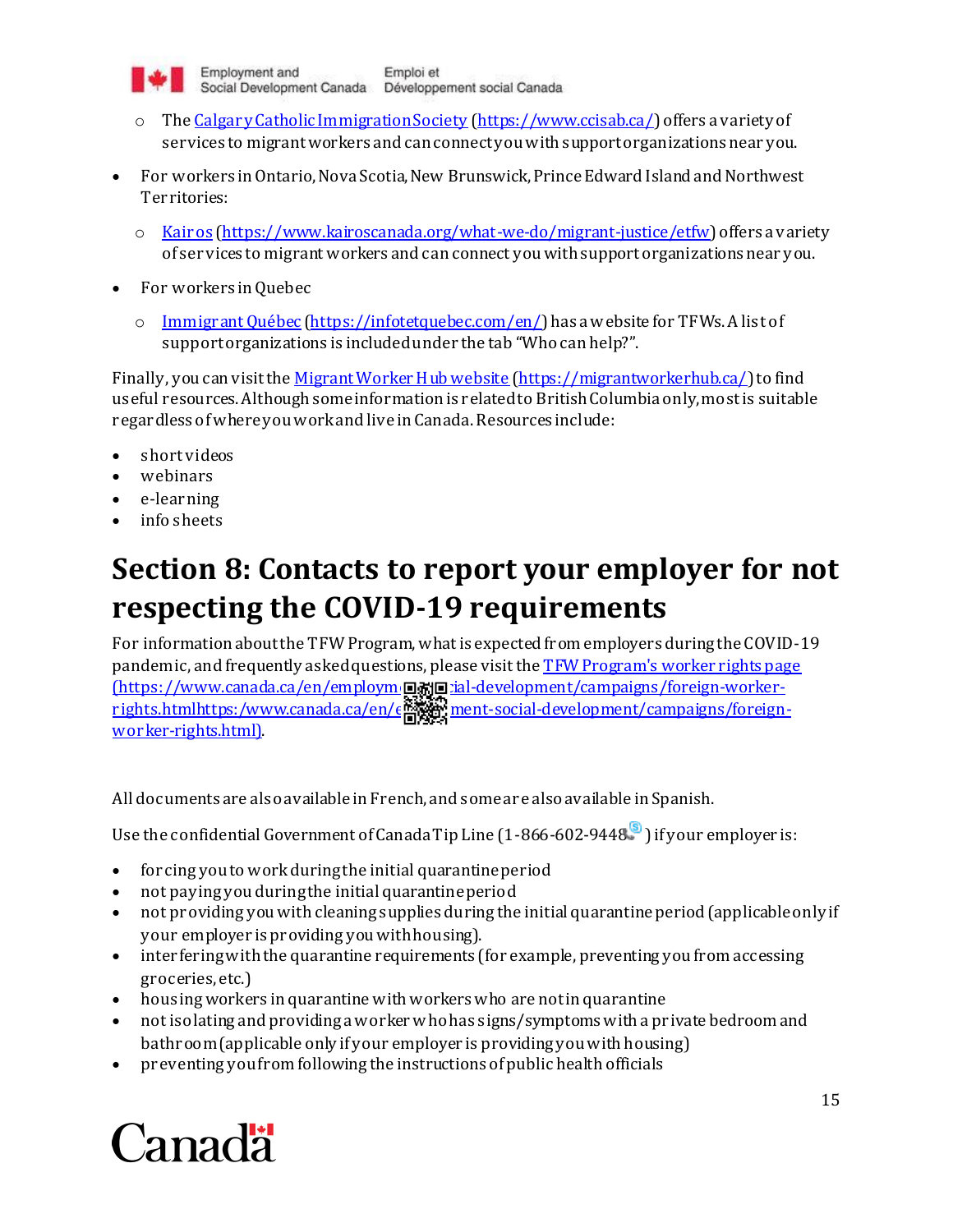- The [Calgary Catholic Immigration Society](https://www.ccisab.ca/) (https://www.ccisab.ca/) offers a variety of services to migrant workers and can connect you with support organizations near you.

- For workers in Ontario, Nova Scotia, New Brunswick, Prince Edward Island and Northwest Territories:
  - [Kairos](https://www.kairoscanada.org/what-we-do/migrant-justice/etfw) (https://www.kairoscanada.org/what-we-do/migrant-justice/etfw) offers a variety of services to migrant workers and can connect you with support organizations near you.

- For workers in Quebec
  - [Immigrant Québec](https://infotetquebec.com/en/) (https://infotetquebec.com/en/) has a website for TFWs. A list of support organizations is included under the tab “Who can help?”.

Finally, you can visit the [Migrant Worker Hub website](https://migrantworkerhub.ca/) (https://migrantworkerhub.ca/) to find useful resources. Although some information is related to British Columbia only, most is suitable regardless of where you work and live in Canada. Resources include:

- short videos
- webinars
- e-learning
- info sheets

# Section 8: Contacts to report your employer for not respecting the COVID-19 requirements

For information about the TFW Program, what is expected from employers during the COVID-19 pandemic, and frequently asked questions, please visit the [TFW Program's worker rights page](https://www.canada.ca/en/employment-social-development/campaigns/foreign-worker-rights.html) (https://www.canada.ca/en/employment-social-development/campaigns/foreign-worker-rights.htmlhttps:/www.canada.ca/en/employment-social-development/campaigns/foreign-worker-rights.html).

All documents are also available in French, and some are also available in Spanish.

Use the confidential Government of Canada Tip Line (1-866-602-9448) if your employer is:

- forcing you to work during the initial quarantine period
- not paying you during the initial quarantine period
- not providing you with cleaning supplies during the initial quarantine period (applicable only if your employer is providing you with housing).
- interfering with the quarantine requirements (for example, preventing you from accessing groceries, etc.)
- housing workers in quarantine with workers who are not in quarantine
- not isolating and providing a worker who has signs/symptoms with a private bedroom and bathroom (applicable only if your employer is providing you with housing)
- preventing you from following the instructions of public health officials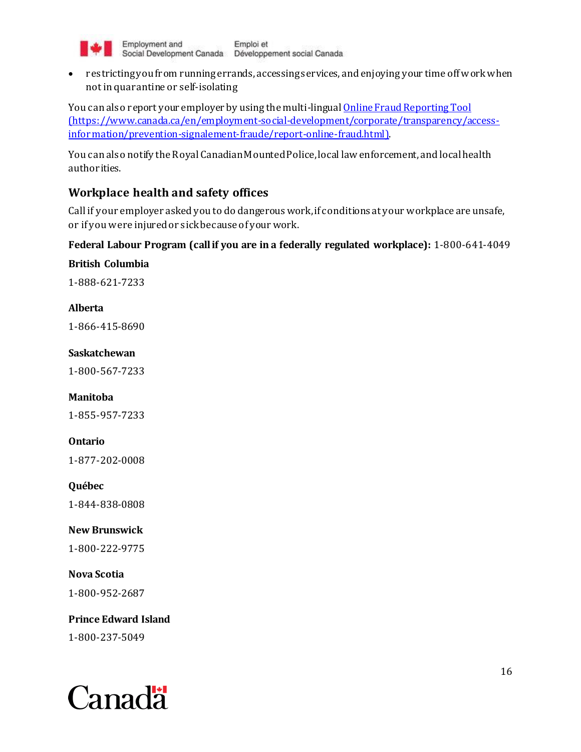- restricting you from running errands, accessing services, and enjoying your time off work when not in quarantine or self-isolating

You can also report your employer by using the multi-lingual [Online Fraud Reporting Tool (https://www.canada.ca/en/employment-social-development/corporate/transparency/access-information/prevention-signalement-fraude/report-online-fraud.html)](https://www.canada.ca/en/employment-social-development/corporate/transparency/access-information/prevention-signalement-fraude/report-online-fraud.html).

You can also notify the Royal Canadian Mounted Police, local law enforcement, and local health authorities.

## Workplace health and safety offices

Call if your employer asked you to do dangerous work, if conditions at your workplace are unsafe, or if you were injured or sick because of your work.

**Federal Labour Program (call if you are in a federally regulated workplace):** 1-800-641-4049

**British Columbia**

1-888-621-7233

**Alberta**

1-866-415-8690

**Saskatchewan**

1-800-567-7233

**Manitoba**

1-855-957-7233

**Ontario**

1-877-202-0008

**Québec**

1-844-838-0808

**New Brunswick**

1-800-222-9775

**Nova Scotia**

1-800-952-2687

**Prince Edward Island**

1-800-237-5049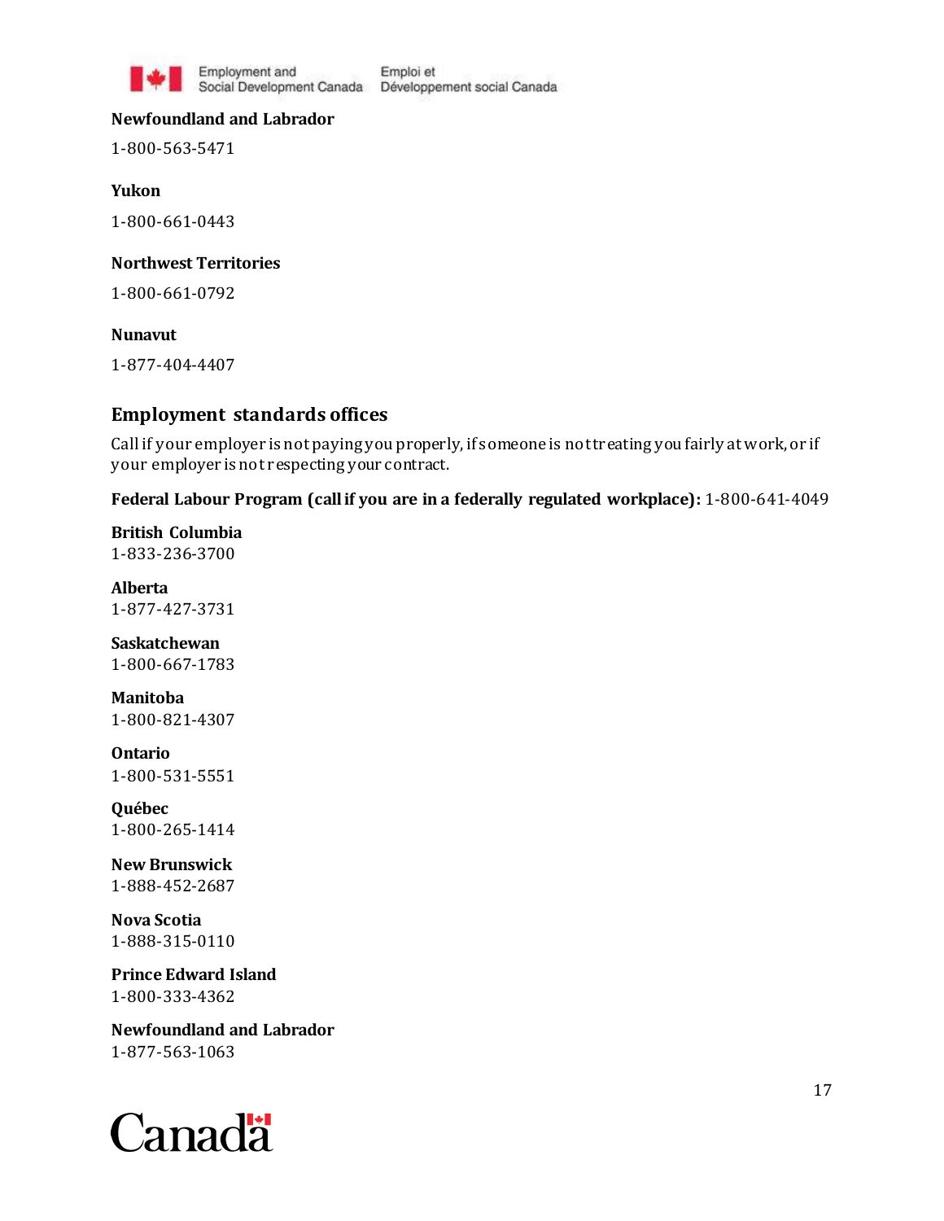**Newfoundland and Labrador**

1-800-563-5471

**Yukon**

1-800-661-0443

**Northwest Territories**

1-800-661-0792

**Nunavut**

1-877-404-4407

## Employment standards offices

Call if your employer is not paying you properly, if someone is not treating you fairly at work, or if your employer is not respecting your contract.

**Federal Labour Program (call if you are in a federally regulated workplace):** 1-800-641-4049

**British Columbia**
1-833-236-3700

**Alberta**
1-877-427-3731

**Saskatchewan**
1-800-667-1783

**Manitoba**
1-800-821-4307

**Ontario**
1-800-531-5551

**Québec**
1-800-265-1414

**New Brunswick**
1-888-452-2687

**Nova Scotia**
1-888-315-0110

**Prince Edward Island**
1-800-333-4362

**Newfoundland and Labrador**
1-877-563-1063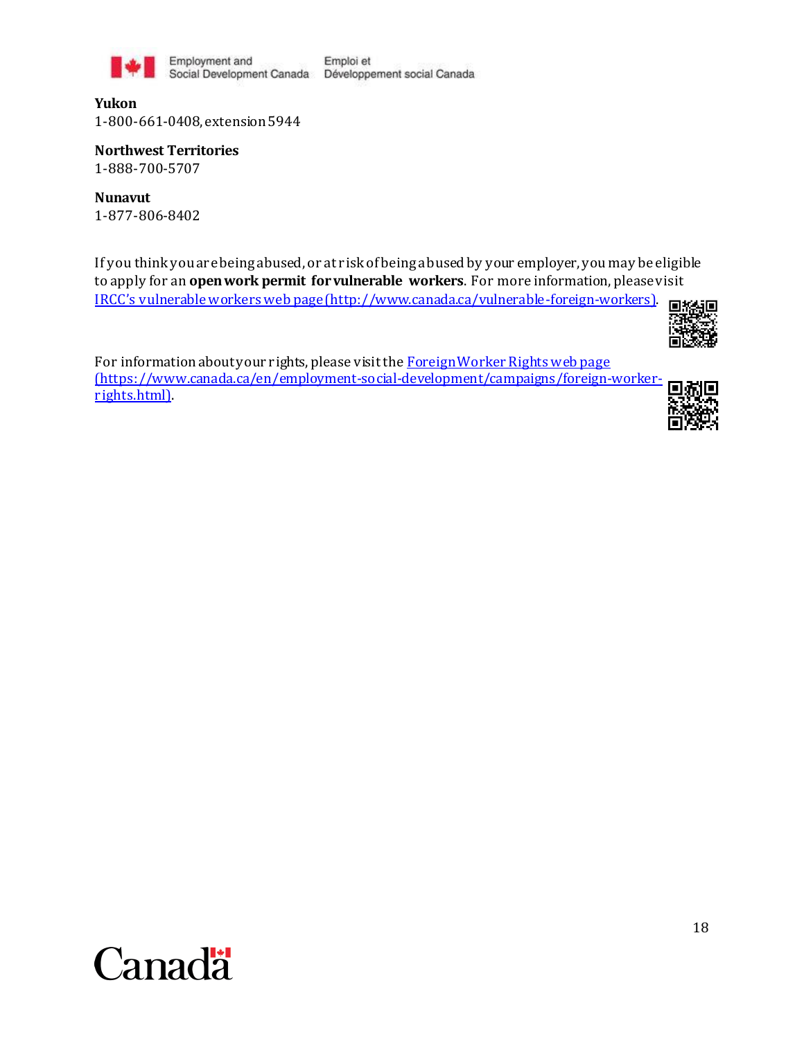**Yukon**
1-800-661-0408, extension 5944

**Northwest Territories**
1-888-700-5707

**Nunavut**
1-877-806-8402

If you think you are being abused, or at risk of being abused by your employer, you may be eligible to apply for an **open work permit for vulnerable workers**. For more information, please visit [IRCC's vulnerable workers web page (http://www.canada.ca/vulnerable-foreign-workers)](http://www.canada.ca/vulnerable-foreign-workers).

For information about your rights, please visit the [Foreign Worker Rights web page (https://www.canada.ca/en/employment-social-development/campaigns/foreign-worker-rights.html)](https://www.canada.ca/en/employment-social-development/campaigns/foreign-worker-rights.html).